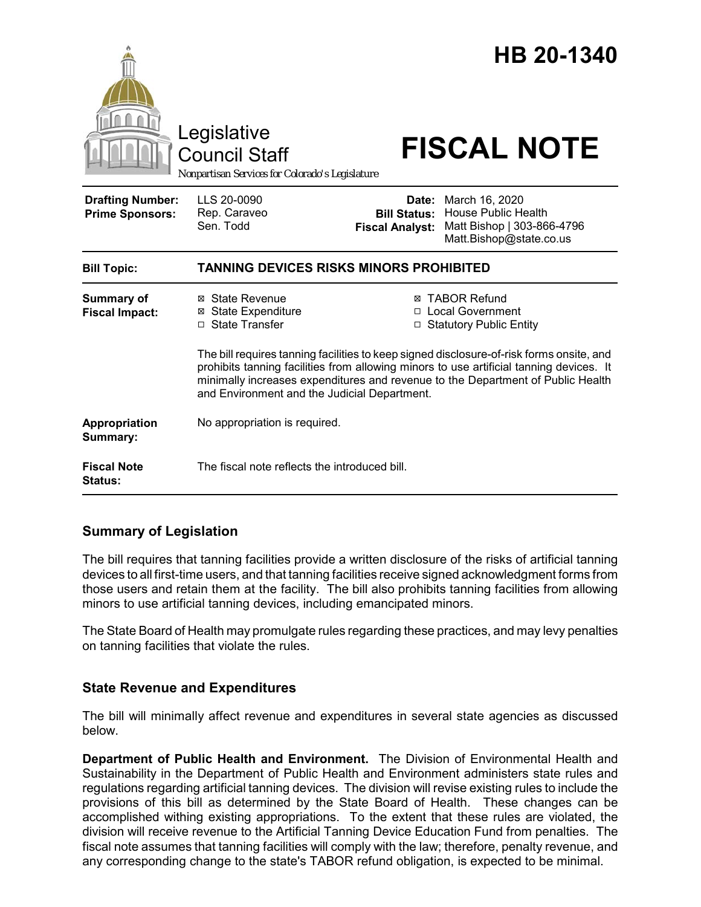# HB 20-1340

Legislative Council Staff

*Nonpartisan Services for Colorado's Legislature*

# FISCAL NOTE

| | | | |
|---|---|---|---|
| **Drafting Number:** | LLS 20-0090 | **Date:** | March 16, 2020 |
| **Prime Sponsors:** | Rep. Caraveo<br>Sen. Todd | **Bill Status:** | House Public Health |
| | | **Fiscal Analyst:** | Matt Bishop \| 303-866-4796<br>Matt.Bishop@state.co.us |

| | |
|---|---|
| **Bill Topic:** | **TANNING DEVICES RISKS MINORS PROHIBITED** |
| **Summary of Fiscal Impact:** | ☒ State Revenue ☒ TABOR Refund<br>☒ State Expenditure ☐ Local Government<br>☐ State Transfer ☐ Statutory Public Entity<br><br>The bill requires tanning facilities to keep signed disclosure-of-risk forms onsite, and prohibits tanning facilities from allowing minors to use artificial tanning devices. It minimally increases expenditures and revenue to the Department of Public Health and Environment and the Judicial Department. |
| **Appropriation Summary:** | No appropriation is required. |
| **Fiscal Note Status:** | The fiscal note reflects the introduced bill. |

## Summary of Legislation

The bill requires that tanning facilities provide a written disclosure of the risks of artificial tanning devices to all first-time users, and that tanning facilities receive signed acknowledgment forms from those users and retain them at the facility. The bill also prohibits tanning facilities from allowing minors to use artificial tanning devices, including emancipated minors.

The State Board of Health may promulgate rules regarding these practices, and may levy penalties on tanning facilities that violate the rules.

## State Revenue and Expenditures

The bill will minimally affect revenue and expenditures in several state agencies as discussed below.

**Department of Public Health and Environment.** The Division of Environmental Health and Sustainability in the Department of Public Health and Environment administers state rules and regulations regarding artificial tanning devices. The division will revise existing rules to include the provisions of this bill as determined by the State Board of Health. These changes can be accomplished withing existing appropriations. To the extent that these rules are violated, the division will receive revenue to the Artificial Tanning Device Education Fund from penalties. The fiscal note assumes that tanning facilities will comply with the law; therefore, penalty revenue, and any corresponding change to the state's TABOR refund obligation, is expected to be minimal.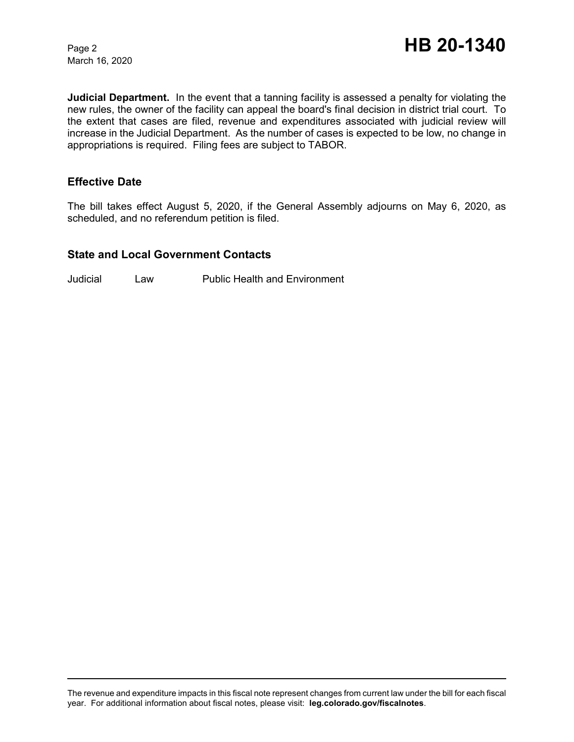**Judicial Department.** In the event that a tanning facility is assessed a penalty for violating the new rules, the owner of the facility can appeal the board's final decision in district trial court. To the extent that cases are filed, revenue and expenditures associated with judicial review will increase in the Judicial Department. As the number of cases is expected to be low, no change in appropriations is required. Filing fees are subject to TABOR.

## Effective Date

The bill takes effect August 5, 2020, if the General Assembly adjourns on May 6, 2020, as scheduled, and no referendum petition is filed.

## State and Local Government Contacts

Judicial Law Public Health and Environment

The revenue and expenditure impacts in this fiscal note represent changes from current law under the bill for each fiscal year. For additional information about fiscal notes, please visit: **leg.colorado.gov/fiscalnotes**.